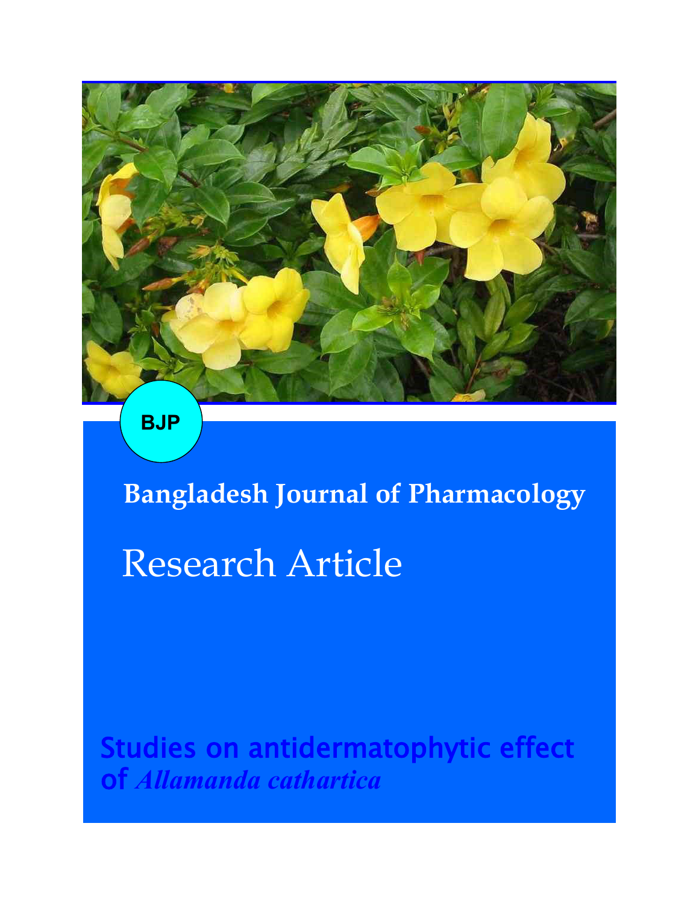BJP

**Bangladesh Journal of Pharmacology**

# Research Article

## Studies on antidermatophytic effect of *Allamanda cathartica*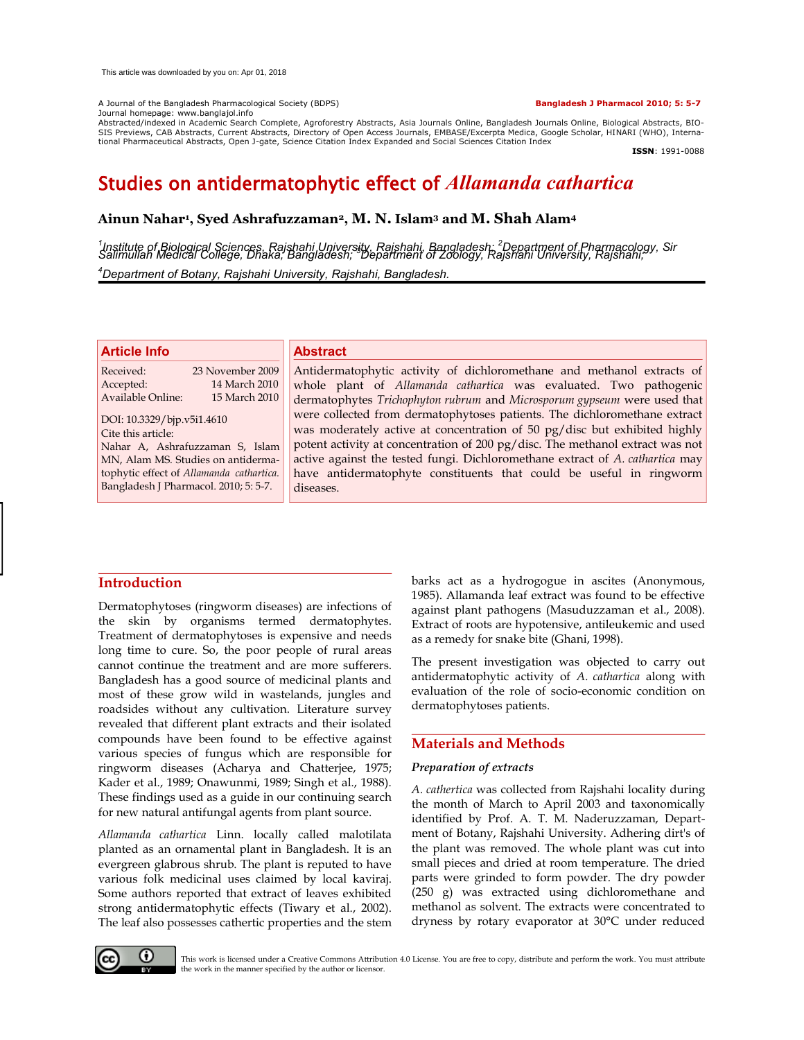This article was downloaded by you on: Apr 01, 2018

A Journal of the Bangladesh Pharmacological Society (BDPS)
Journal homepage: www.banglajol.info
Abstracted/indexed in Academic Search Complete, Agroforestry Abstracts, Asia Journals Online, Bangladesh Journals Online, Biological Abstracts, BIOSIS Previews, CAB Abstracts, Current Abstracts, Directory of Open Access Journals, EMBASE/Excerpta Medica, Google Scholar, HINARI (WHO), International Pharmaceutical Abstracts, Open J-gate, Science Citation Index Expanded and Social Sciences Citation Index

**Bangladesh J Pharmacol 2010; 5: 5-7**

**ISSN**: 1991-0088

# Studies on antidermatophytic effect of *Allamanda cathartica*

**Ainun Nahar[1], Syed Ashrafuzzaman[2], M. N. Islam[3] and M. Shah Alam[4]**

*[1]Institute of Biological Sciences, Rajshahi University, Rajshahi, Bangladesh; [2]Department of Pharmacology, Sir Salimullah Medical College, Dhaka, Bangladesh; [3]Department of Zoology, Rajshahi University, Rajshahi; [4]Department of Botany, Rajshahi University, Rajshahi, Bangladesh.*

## Article Info

| | |
|---|---|
| Received: | 23 November 2009 |
| Accepted: | 14 March 2010 |
| Available Online: | 15 March 2010 |

DOI: 10.3329/bjp.v5i1.4610

Cite this article:
Nahar A, Ashrafuzzaman S, Islam MN, Alam MS. Studies on antidermatophytic effect of *Allamanda cathartica*. Bangladesh J Pharmacol. 2010; 5: 5-7.

## Abstract

Antidermatophytic activity of dichloromethane and methanol extracts of whole plant of *Allamanda cathartica* was evaluated. Two pathogenic dermatophytes *Trichophyton rubrum* and *Microsporum gypseum* were used that were collected from dermatophytoses patients. The dichloromethane extract was moderately active at concentration of 50 pg/disc but exhibited highly potent activity at concentration of 200 pg/disc. The methanol extract was not active against the tested fungi. Dichloromethane extract of *A. cathartica* may have antidermatophyte constituents that could be useful in ringworm diseases.

## Introduction

Dermatophytoses (ringworm diseases) are infections of the skin by organisms termed dermatophytes. Treatment of dermatophytoses is expensive and needs long time to cure. So, the poor people of rural areas cannot continue the treatment and are more sufferers. Bangladesh has a good source of medicinal plants and most of these grow wild in wastelands, jungles and roadsides without any cultivation. Literature survey revealed that different plant extracts and their isolated compounds have been found to be effective against various species of fungus which are responsible for ringworm diseases (Acharya and Chatterjee, 1975; Kader et al., 1989; Onawunmi, 1989; Singh et al., 1988). These findings used as a guide in our continuing search for new natural antifungal agents from plant source.

*Allamanda cathartica* Linn. locally called malotilata planted as an ornamental plant in Bangladesh. It is an evergreen glabrous shrub. The plant is reputed to have various folk medicinal uses claimed by local kaviraj. Some authors reported that extract of leaves exhibited strong antidermatophytic effects (Tiwary et al., 2002). The leaf also possesses cathertic properties and the stem barks act as a hydrogogue in ascites (Anonymous, 1985). Allamanda leaf extract was found to be effective against plant pathogens (Masuduzzaman et al., 2008). Extract of roots are hypotensive, antileukemic and used as a remedy for snake bite (Ghani, 1998).

The present investigation was objected to carry out antidermatophytic activity of *A. cathartica* along with evaluation of the role of socio-economic condition on dermatophytoses patients.

## Materials and Methods

### *Preparation of extracts*

*A. cathertica* was collected from Rajshahi locality during the month of March to April 2003 and taxonomically identified by Prof. A. T. M. Naderuzzaman, Department of Botany, Rajshahi University. Adhering dirt's of the plant was removed. The whole plant was cut into small pieces and dried at room temperature. The dried parts were grinded to form powder. The dry powder (250 g) was extracted using dichloromethane and methanol as solvent. The extracts were concentrated to dryness by rotary evaporator at 30°C under reduced

This work is licensed under a Creative Commons Attribution 4.0 License. You are free to copy, distribute and perform the work. You must attribute the work in the manner specified by the author or licensor.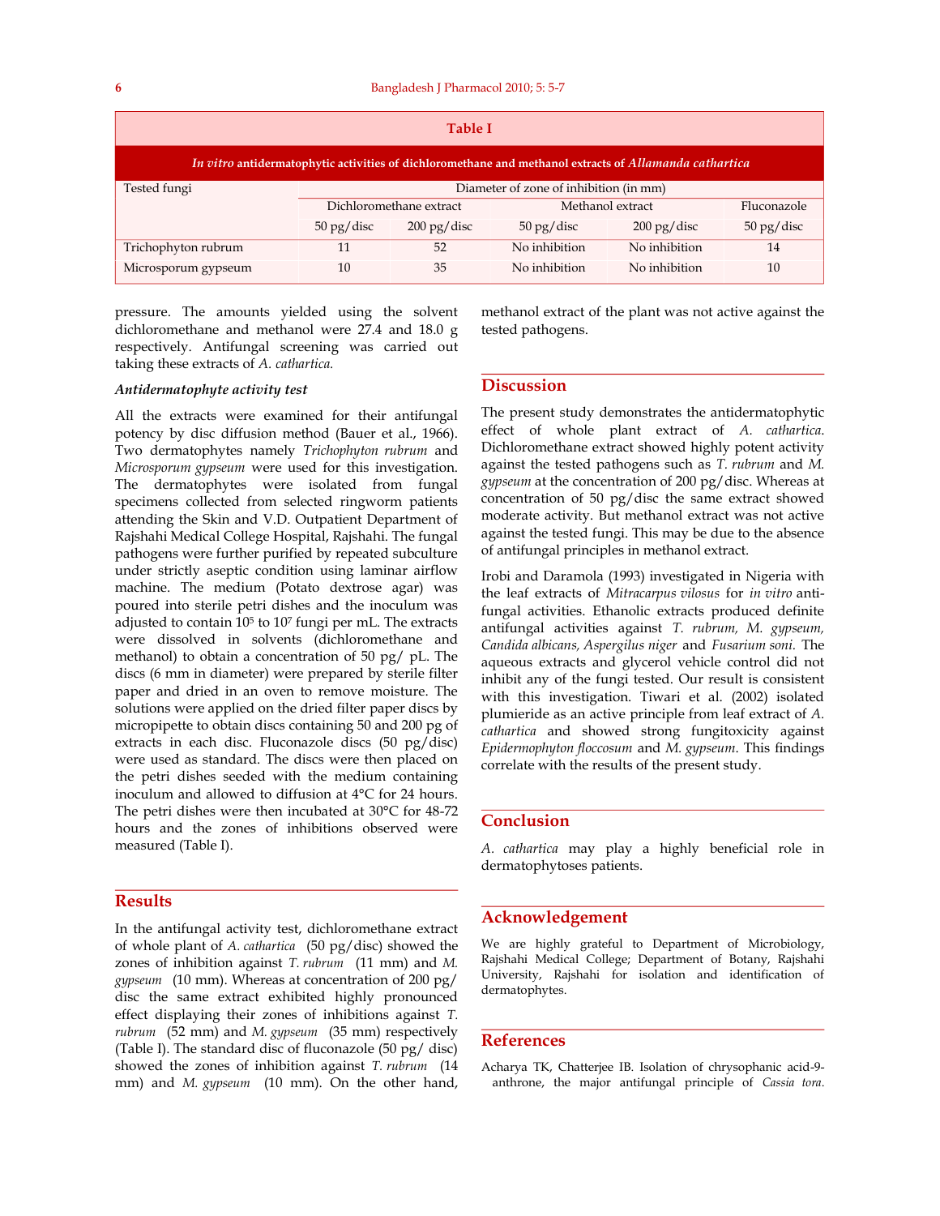**Table I**

*In vitro* antidermatophytic activities of dichloromethane and methanol extracts of *Allamanda cathartica*

| Tested fungi | Diameter of zone of inhibition (in mm) | | | | |
|---|---|---|---|---|---|
| | Dichloromethane extract | | Methanol extract | | Fluconazole |
| | 50 pg/disc | 200 pg/disc | 50 pg/disc | 200 pg/disc | 50 pg/disc |
| Trichophyton rubrum | 11 | 52 | No inhibition | No inhibition | 14 |
| Microsporum gypseum | 10 | 35 | No inhibition | No inhibition | 10 |

pressure. The amounts yielded using the solvent dichloromethane and methanol were 27.4 and 18.0 g respectively. Antifungal screening was carried out taking these extracts of *A. cathartica.*

***Antidermatophyte activity test***

All the extracts were examined for their antifungal potency by disc diffusion method (Bauer et al., 1966). Two dermatophytes namely *Trichophyton rubrum* and *Microsporum gypseum* were used for this investigation. The dermatophytes were isolated from fungal specimens collected from selected ringworm patients attending the Skin and V.D. Outpatient Department of Rajshahi Medical College Hospital, Rajshahi. The fungal pathogens were further purified by repeated subculture under strictly aseptic condition using laminar airflow machine. The medium (Potato dextrose agar) was poured into sterile petri dishes and the inoculum was adjusted to contain $10^5$ to $10^7$ fungi per mL. The extracts were dissolved in solvents (dichloromethane and methanol) to obtain a concentration of 50 pg/ pL. The discs (6 mm in diameter) were prepared by sterile filter paper and dried in an oven to remove moisture. The solutions were applied on the dried filter paper discs by micropipette to obtain discs containing 50 and 200 pg of extracts in each disc. Fluconazole discs (50 pg/disc) were used as standard. The discs were then placed on the petri dishes seeded with the medium containing inoculum and allowed to diffusion at 4°C for 24 hours. The petri dishes were then incubated at 30°C for 48-72 hours and the zones of inhibitions observed were measured (Table I).

## Results

In the antifungal activity test, dichloromethane extract of whole plant of *A. cathartica* (50 pg/disc) showed the zones of inhibition against *T. rubrum* (11 mm) and *M. gypseum* (10 mm). Whereas at concentration of 200 pg/ disc the same extract exhibited highly pronounced effect displaying their zones of inhibitions against *T. rubrum* (52 mm) and *M. gypseum* (35 mm) respectively (Table I). The standard disc of fluconazole (50 pg/ disc) showed the zones of inhibition against *T. rubrum* (14 mm) and *M. gypseum* (10 mm). On the other hand, methanol extract of the plant was not active against the tested pathogens.

## Discussion

The present study demonstrates the antidermatophytic effect of whole plant extract of *A. cathartica.* Dichloromethane extract showed highly potent activity against the tested pathogens such as *T. rubrum* and *M. gypseum* at the concentration of 200 pg/disc. Whereas at concentration of 50 pg/disc the same extract showed moderate activity. But methanol extract was not active against the tested fungi. This may be due to the absence of antifungal principles in methanol extract.

Irobi and Daramola (1993) investigated in Nigeria with the leaf extracts of *Mitracarpus vilosus* for *in vitro* antifungal activities. Ethanolic extracts produced definite antifungal activities against *T. rubrum, M. gypseum, Candida albicans, Aspergilus niger* and *Fusarium soni.* The aqueous extracts and glycerol vehicle control did not inhibit any of the fungi tested. Our result is consistent with this investigation. Tiwari et al. (2002) isolated plumieride as an active principle from leaf extract of *A. cathartica* and showed strong fungitoxicity against *Epidermophyton floccosum* and *M. gypseum*. This findings correlate with the results of the present study.

## Conclusion

*A. cathartica* may play a highly beneficial role in dermatophytoses patients.

## Acknowledgement

We are highly grateful to Department of Microbiology, Rajshahi Medical College; Department of Botany, Rajshahi University, Rajshahi for isolation and identification of dermatophytes.

## References

Acharya TK, Chatterjee IB. Isolation of chrysophanic acid-9-anthrone, the major antifungal principle of *Cassia tora.*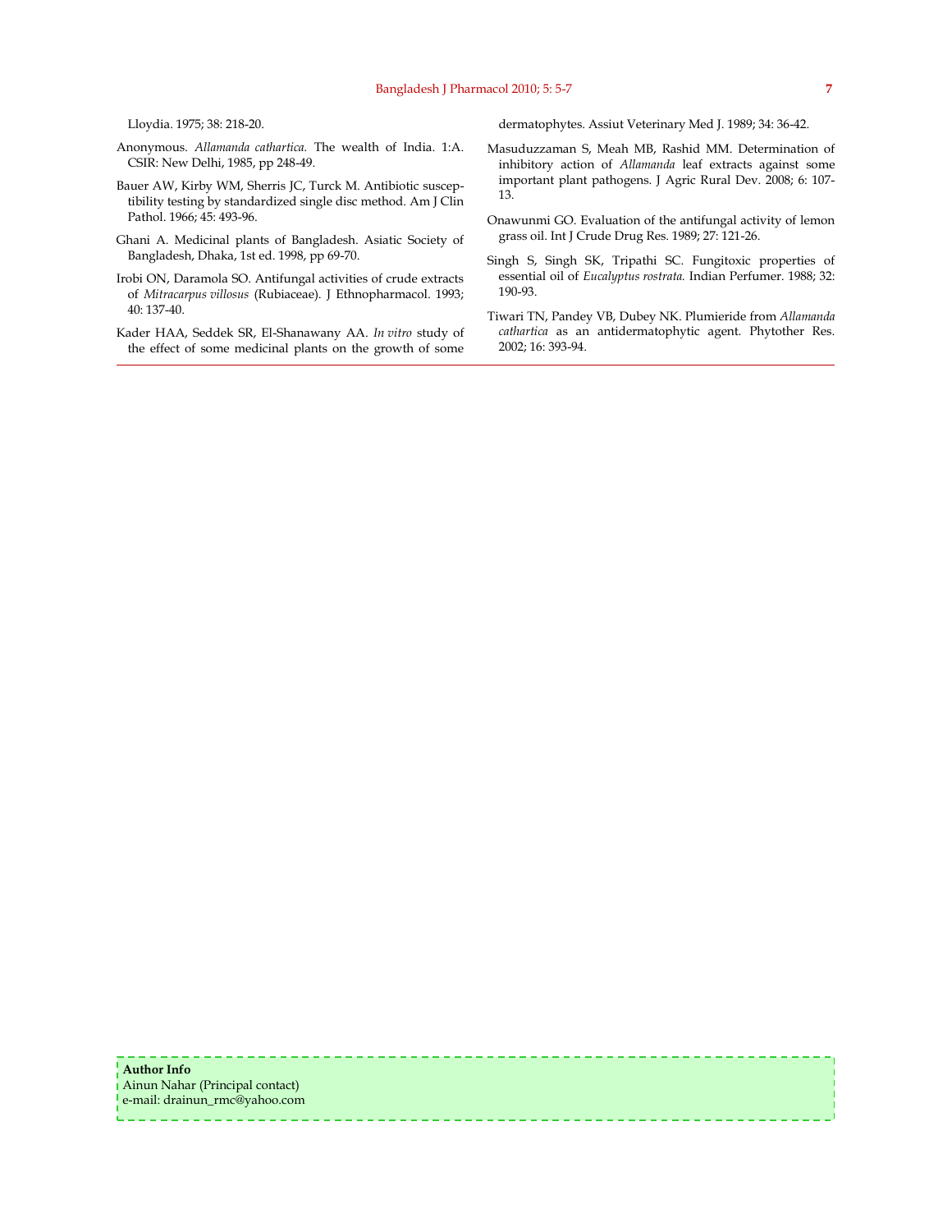Lloydia. 1975; 38: 218-20.

Anonymous. *Allamanda cathartica.* The wealth of India. 1:A. CSIR: New Delhi, 1985, pp 248-49.

Bauer AW, Kirby WM, Sherris JC, Turck M. Antibiotic susceptibility testing by standardized single disc method. Am J Clin Pathol. 1966; 45: 493-96.

Ghani A. Medicinal plants of Bangladesh. Asiatic Society of Bangladesh, Dhaka, 1st ed. 1998, pp 69-70.

Irobi ON, Daramola SO. Antifungal activities of crude extracts of *Mitracarpus villosus* (Rubiaceae). J Ethnopharmacol. 1993; 40: 137-40.

Kader HAA, Seddek SR, El-Shanawany AA. *In vitro* study of the effect of some medicinal plants on the growth of some dermatophytes. Assiut Veterinary Med J. 1989; 34: 36-42.

Masuduzzaman S, Meah MB, Rashid MM. Determination of inhibitory action of *Allamanda* leaf extracts against some important plant pathogens. J Agric Rural Dev. 2008; 6: 107-13.

Onawunmi GO. Evaluation of the antifungal activity of lemon grass oil. Int J Crude Drug Res. 1989; 27: 121-26.

Singh S, Singh SK, Tripathi SC. Fungitoxic properties of essential oil of *Eucalyptus rostrata.* Indian Perfumer. 1988; 32: 190-93.

Tiwari TN, Pandey VB, Dubey NK. Plumieride from *Allamanda cathartica* as an antidermatophytic agent. Phytother Res. 2002; 16: 393-94.

**Author Info**
Ainun Nahar (Principal contact)
e-mail: drainun_rmc@yahoo.com